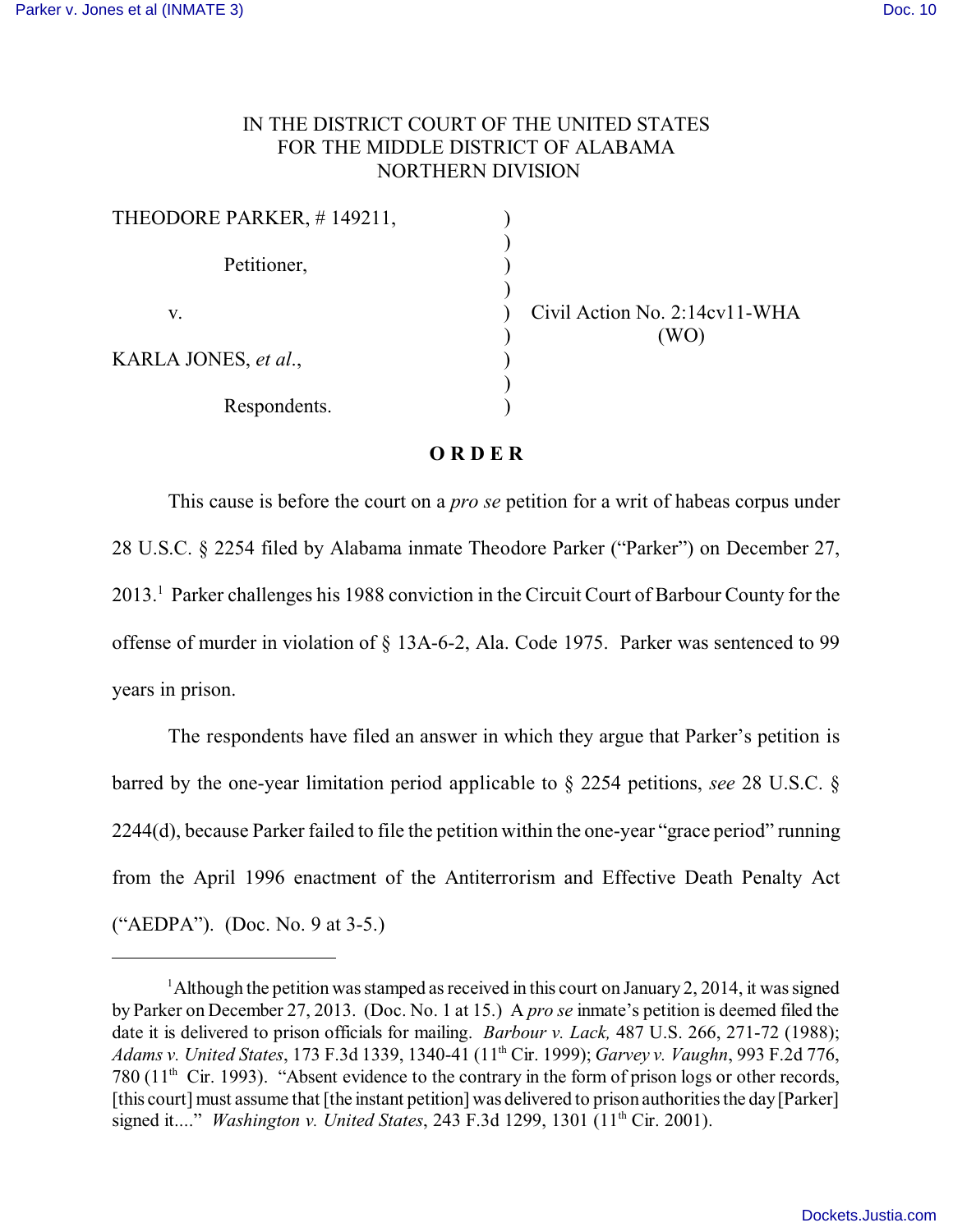IN THE DISTRICT COURT OF THE UNITED STATES
FOR THE MIDDLE DISTRICT OF ALABAMA
NORTHERN DIVISION

| | | |
|---|---|---|
| THEODORE PARKER, # 149211, | ) | |
| Petitioner, | ) | |
| v. | ) | Civil Action No. 2:14cv11-WHA (WO) |
| KARLA JONES, *et al.*, | ) | |
| Respondents. | ) | |

**O R D E R**

This cause is before the court on a *pro se* petition for a writ of habeas corpus under 28 U.S.C. § 2254 filed by Alabama inmate Theodore Parker ("Parker") on December 27, 2013.[1] Parker challenges his 1988 conviction in the Circuit Court of Barbour County for the offense of murder in violation of § 13A-6-2, Ala. Code 1975. Parker was sentenced to 99 years in prison.

The respondents have filed an answer in which they argue that Parker's petition is barred by the one-year limitation period applicable to § 2254 petitions, *see* 28 U.S.C. § 2244(d), because Parker failed to file the petition within the one-year "grace period" running from the April 1996 enactment of the Antiterrorism and Effective Death Penalty Act ("AEDPA"). (Doc. No. 9 at 3-5.)

---

[1] Although the petition was stamped as received in this court on January 2, 2014, it was signed by Parker on December 27, 2013. (Doc. No. 1 at 15.) A *pro se* inmate's petition is deemed filed the date it is delivered to prison officials for mailing. *Barbour v. Lack,* 487 U.S. 266, 271-72 (1988); *Adams v. United States*, 173 F.3d 1339, 1340-41 (11th Cir. 1999); *Garvey v. Vaughn*, 993 F.2d 776, 780 (11th Cir. 1993). "Absent evidence to the contrary in the form of prison logs or other records, [this court] must assume that [the instant petition] was delivered to prison authorities the day [Parker] signed it...." *Washington v. United States*, 243 F.3d 1299, 1301 (11th Cir. 2001).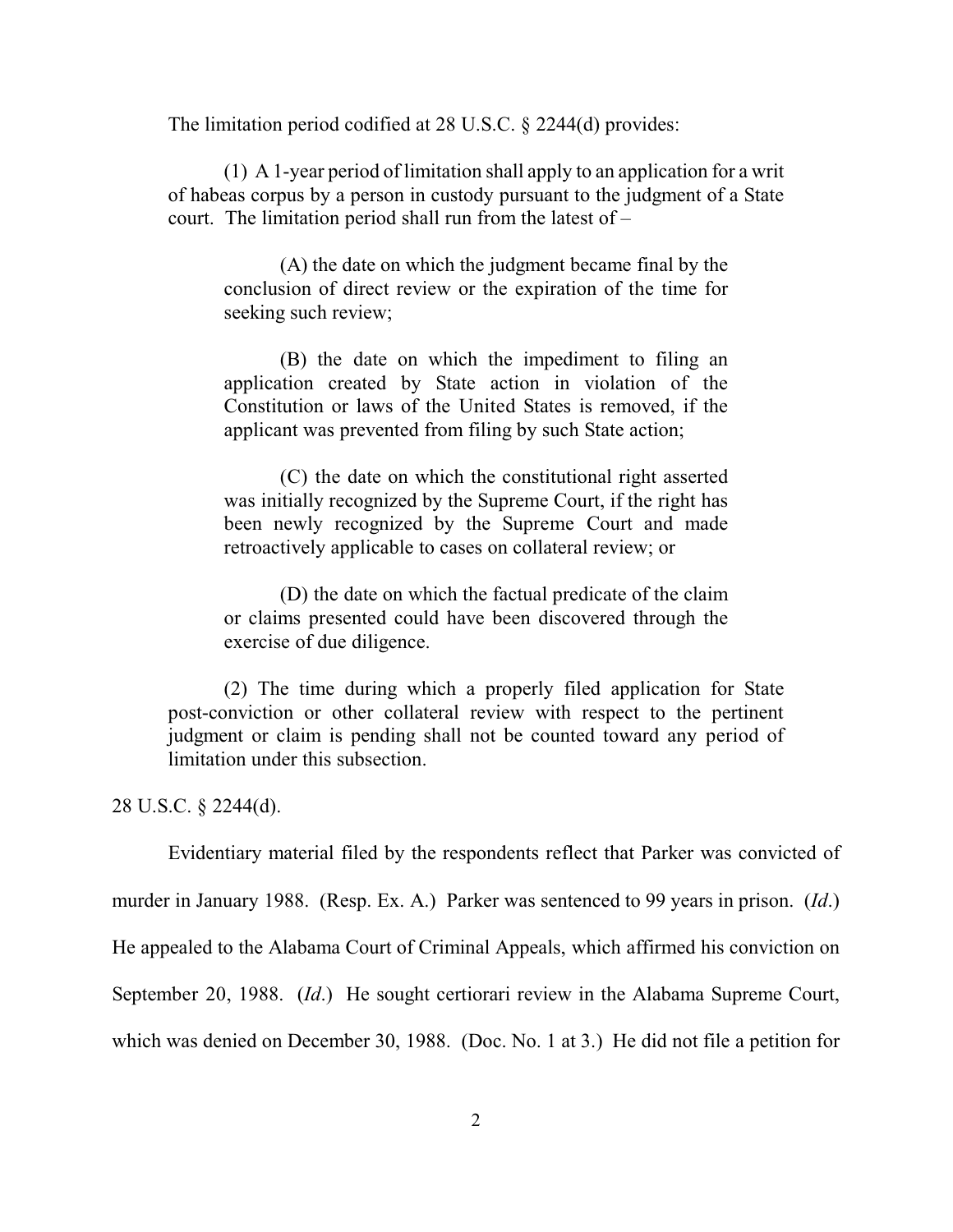The limitation period codified at 28 U.S.C. § 2244(d) provides:

> (1) A 1-year period of limitation shall apply to an application for a writ of habeas corpus by a person in custody pursuant to the judgment of a State court. The limitation period shall run from the latest of –
>
> > (A) the date on which the judgment became final by the conclusion of direct review or the expiration of the time for seeking such review;
> >
> > (B) the date on which the impediment to filing an application created by State action in violation of the Constitution or laws of the United States is removed, if the applicant was prevented from filing by such State action;
> >
> > (C) the date on which the constitutional right asserted was initially recognized by the Supreme Court, if the right has been newly recognized by the Supreme Court and made retroactively applicable to cases on collateral review; or
> >
> > (D) the date on which the factual predicate of the claim or claims presented could have been discovered through the exercise of due diligence.
>
> (2) The time during which a properly filed application for State post-conviction or other collateral review with respect to the pertinent judgment or claim is pending shall not be counted toward any period of limitation under this subsection.

28 U.S.C. § 2244(d).

Evidentiary material filed by the respondents reflect that Parker was convicted of murder in January 1988. (Resp. Ex. A.) Parker was sentenced to 99 years in prison. (*Id*.) He appealed to the Alabama Court of Criminal Appeals, which affirmed his conviction on September 20, 1988. (*Id*.) He sought certiorari review in the Alabama Supreme Court, which was denied on December 30, 1988. (Doc. No. 1 at 3.) He did not file a petition for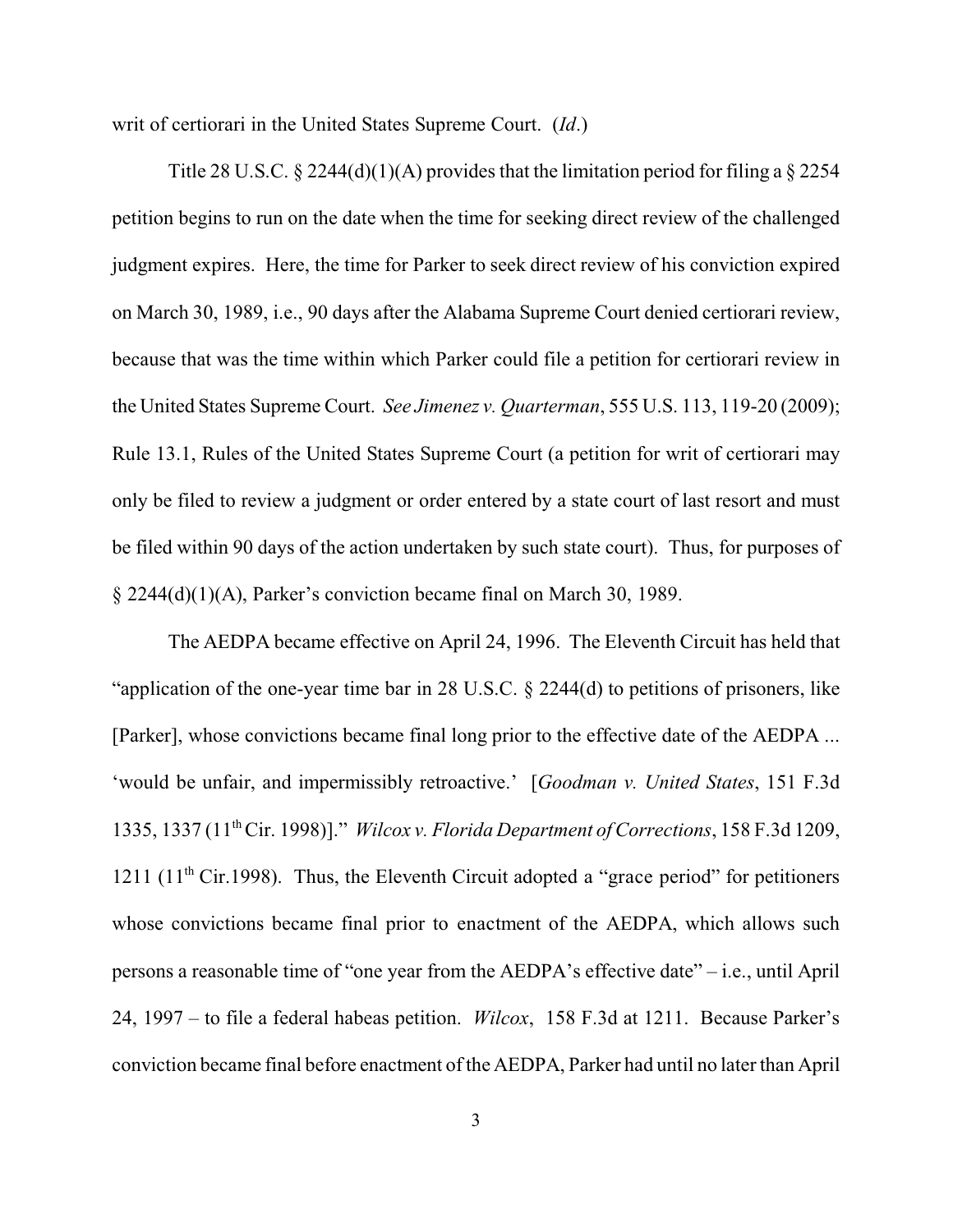writ of certiorari in the United States Supreme Court. (*Id*.)

Title 28 U.S.C. § 2244(d)(1)(A) provides that the limitation period for filing a § 2254 petition begins to run on the date when the time for seeking direct review of the challenged judgment expires. Here, the time for Parker to seek direct review of his conviction expired on March 30, 1989, i.e., 90 days after the Alabama Supreme Court denied certiorari review, because that was the time within which Parker could file a petition for certiorari review in the United States Supreme Court. *See Jimenez v. Quarterman*, 555 U.S. 113, 119-20 (2009); Rule 13.1, Rules of the United States Supreme Court (a petition for writ of certiorari may only be filed to review a judgment or order entered by a state court of last resort and must be filed within 90 days of the action undertaken by such state court). Thus, for purposes of § 2244(d)(1)(A), Parker's conviction became final on March 30, 1989.

The AEDPA became effective on April 24, 1996. The Eleventh Circuit has held that "application of the one-year time bar in 28 U.S.C. § 2244(d) to petitions of prisoners, like [Parker], whose convictions became final long prior to the effective date of the AEDPA ... 'would be unfair, and impermissibly retroactive.' [*Goodman v. United States*, 151 F.3d 1335, 1337 (11th Cir. 1998)]." *Wilcox v. Florida Department of Corrections*, 158 F.3d 1209, 1211 (11th Cir.1998). Thus, the Eleventh Circuit adopted a "grace period" for petitioners whose convictions became final prior to enactment of the AEDPA, which allows such persons a reasonable time of "one year from the AEDPA's effective date" – i.e., until April 24, 1997 – to file a federal habeas petition. *Wilcox*, 158 F.3d at 1211. Because Parker's conviction became final before enactment of the AEDPA, Parker had until no later than April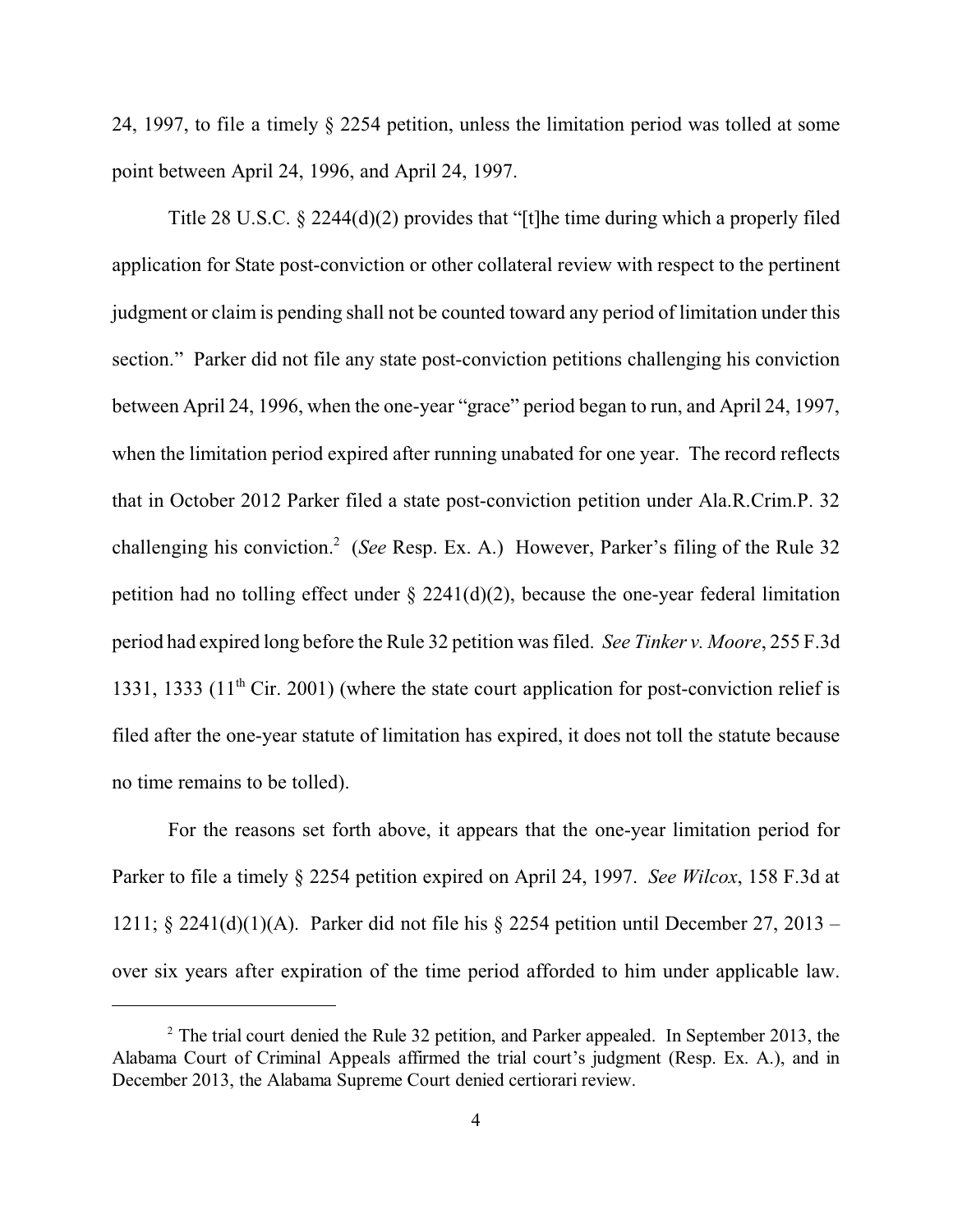24, 1997, to file a timely § 2254 petition, unless the limitation period was tolled at some point between April 24, 1996, and April 24, 1997.

Title 28 U.S.C. § 2244(d)(2) provides that "[t]he time during which a properly filed application for State post-conviction or other collateral review with respect to the pertinent judgment or claim is pending shall not be counted toward any period of limitation under this section." Parker did not file any state post-conviction petitions challenging his conviction between April 24, 1996, when the one-year "grace" period began to run, and April 24, 1997, when the limitation period expired after running unabated for one year. The record reflects that in October 2012 Parker filed a state post-conviction petition under Ala.R.Crim.P. 32 challenging his conviction.[2] (*See* Resp. Ex. A.) However, Parker's filing of the Rule 32 petition had no tolling effect under § 2241(d)(2), because the one-year federal limitation period had expired long before the Rule 32 petition was filed. *See Tinker v. Moore*, 255 F.3d 1331, 1333 (11th Cir. 2001) (where the state court application for post-conviction relief is filed after the one-year statute of limitation has expired, it does not toll the statute because no time remains to be tolled).

For the reasons set forth above, it appears that the one-year limitation period for Parker to file a timely § 2254 petition expired on April 24, 1997. *See Wilcox*, 158 F.3d at 1211; § 2241(d)(1)(A). Parker did not file his § 2254 petition until December 27, 2013 – over six years after expiration of the time period afforded to him under applicable law.

[2] The trial court denied the Rule 32 petition, and Parker appealed. In September 2013, the Alabama Court of Criminal Appeals affirmed the trial court's judgment (Resp. Ex. A.), and in December 2013, the Alabama Supreme Court denied certiorari review.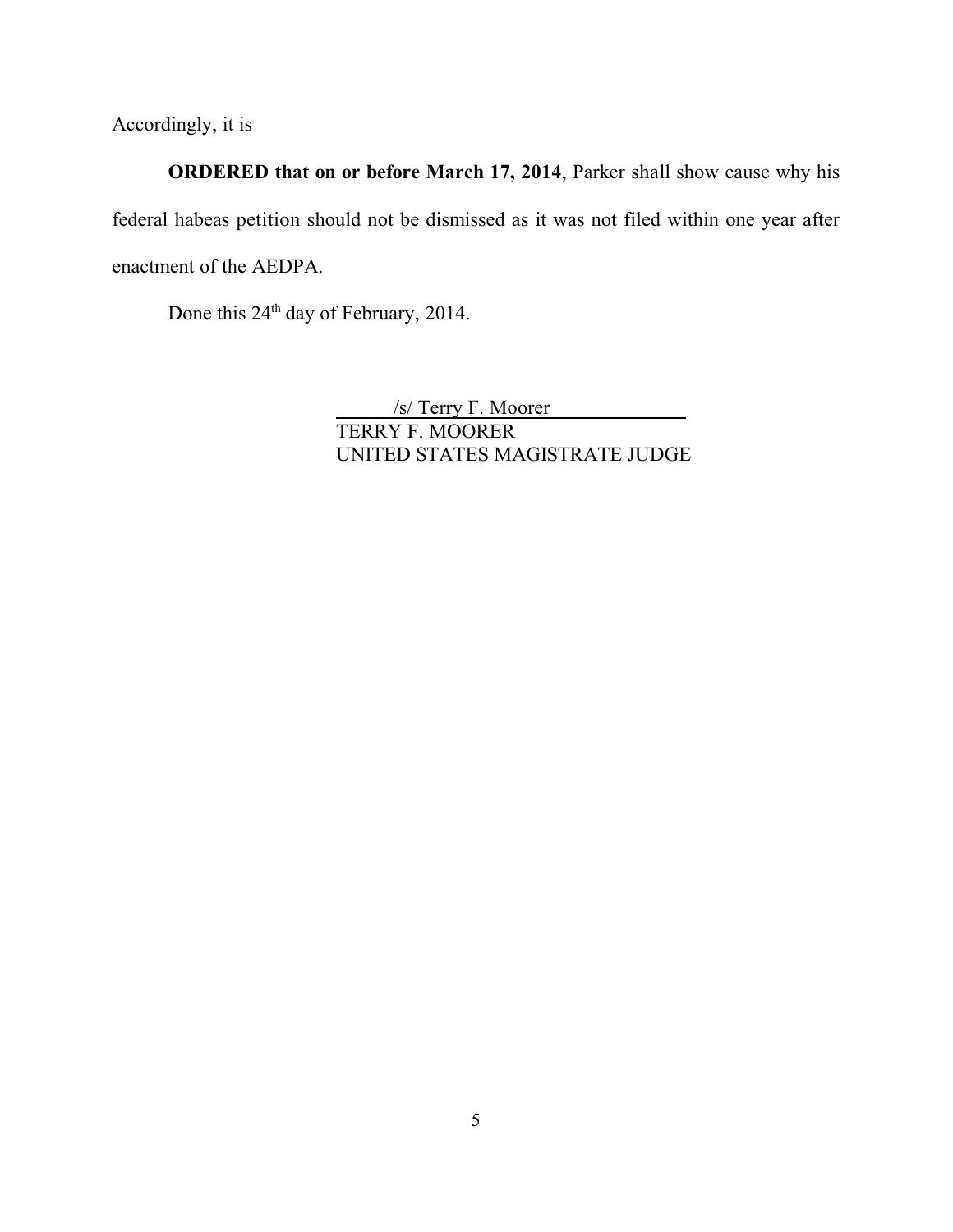Accordingly, it is

**ORDERED that on or before March 17, 2014**, Parker shall show cause why his federal habeas petition should not be dismissed as it was not filed within one year after enactment of the AEDPA.

Done this 24th day of February, 2014.

/s/ Terry F. Moorer
TERRY F. MOORER
UNITED STATES MAGISTRATE JUDGE